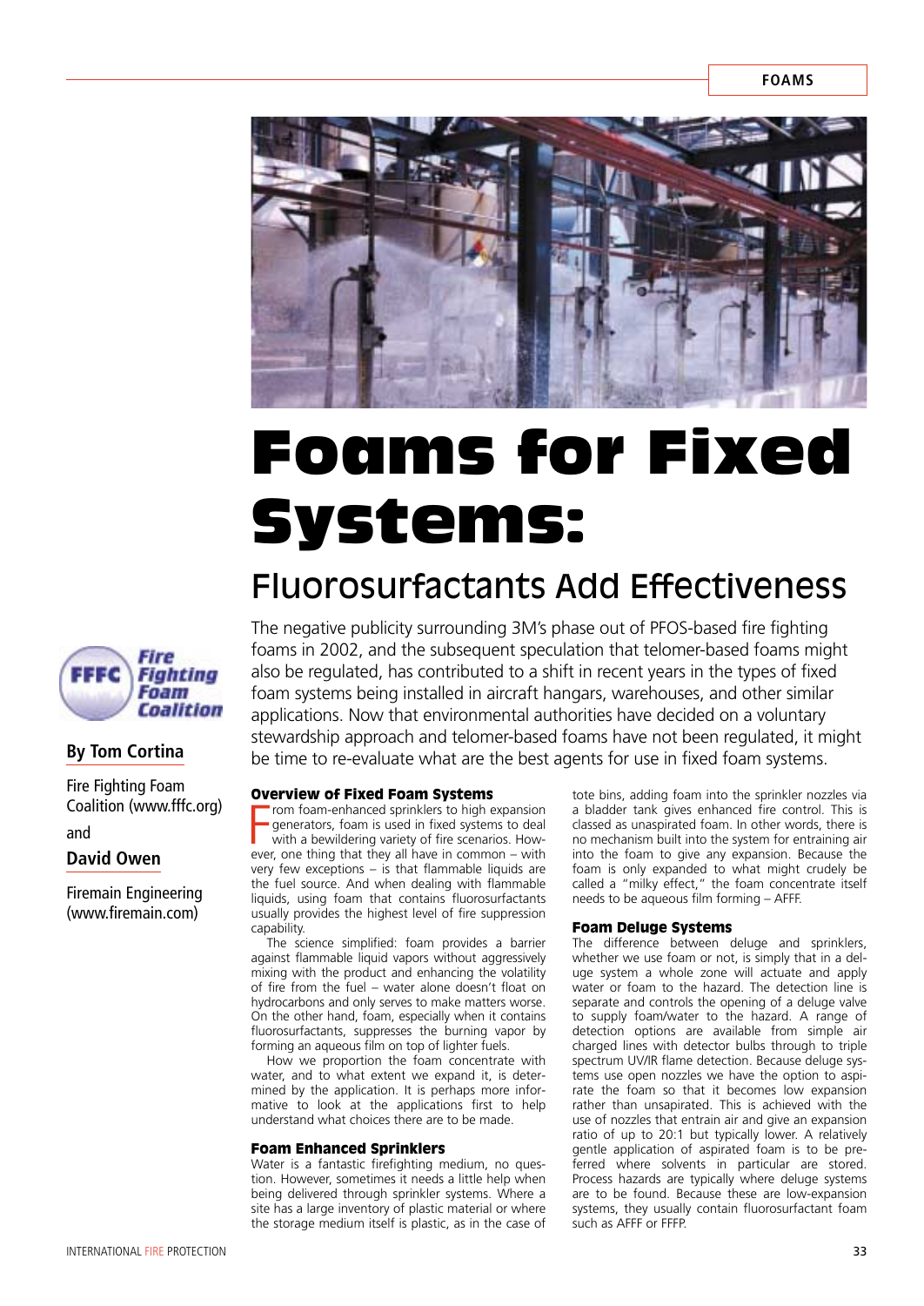# Foams for Fixed Systems:

## Fluorosurfactants Add Effectiveness

**By Tom Cortina**

Fire Fighting Foam Coalition (www.fffc.org)

and

**David Owen**

Firemain Engineering (www.firemain.com)

The negative publicity surrounding 3M's phase out of PFOS-based fire fighting foams in 2002, and the subsequent speculation that telomer-based foams might also be regulated, has contributed to a shift in recent years in the types of fixed foam systems being installed in aircraft hangars, warehouses, and other similar applications. Now that environmental authorities have decided on a voluntary stewardship approach and telomer-based foams have not been regulated, it might be time to re-evaluate what are the best agents for use in fixed foam systems.

### Overview of Fixed Foam Systems

From foam-enhanced sprinklers to high expansion generators, foam is used in fixed systems to deal with a bewildering variety of fire scenarios. However, one thing that they all have in common – with very few exceptions – is that flammable liquids are the fuel source. And when dealing with flammable liquids, using foam that contains fluorosurfactants usually provides the highest level of fire suppression capability.

The science simplified: foam provides a barrier against flammable liquid vapors without aggressively mixing with the product and enhancing the volatility of fire from the fuel – water alone doesn't float on hydrocarbons and only serves to make matters worse. On the other hand, foam, especially when it contains fluorosurfactants, suppresses the burning vapor by forming an aqueous film on top of lighter fuels.

How we proportion the foam concentrate with water, and to what extent we expand it, is determined by the application. It is perhaps more informative to look at the applications first to help understand what choices there are to be made.

### Foam Enhanced Sprinklers

Water is a fantastic firefighting medium, no question. However, sometimes it needs a little help when being delivered through sprinkler systems. Where a site has a large inventory of plastic material or where the storage medium itself is plastic, as in the case of tote bins, adding foam into the sprinkler nozzles via a bladder tank gives enhanced fire control. This is classed as unaspirated foam. In other words, there is no mechanism built into the system for entraining air into the foam to give any expansion. Because the foam is only expanded to what might crudely be called a "milky effect," the foam concentrate itself needs to be aqueous film forming – AFFF.

### Foam Deluge Systems

The difference between deluge and sprinklers, whether we use foam or not, is simply that in a deluge system a whole zone will actuate and apply water or foam to the hazard. The detection line is separate and controls the opening of a deluge valve to supply foam/water to the hazard. A range of detection options are available from simple air charged lines with detector bulbs through to triple spectrum UV/IR flame detection. Because deluge systems use open nozzles we have the option to aspirate the foam so that it becomes low expansion rather than unaspirated. This is achieved with the use of nozzles that entrain air and give an expansion ratio of up to 20:1 but typically lower. A relatively gentle application of aspirated foam is to be preferred where solvents in particular are stored. Process hazards are typically where deluge systems are to be found. Because these are low-expansion systems, they usually contain fluorosurfactant foam such as AFFF or FFFP.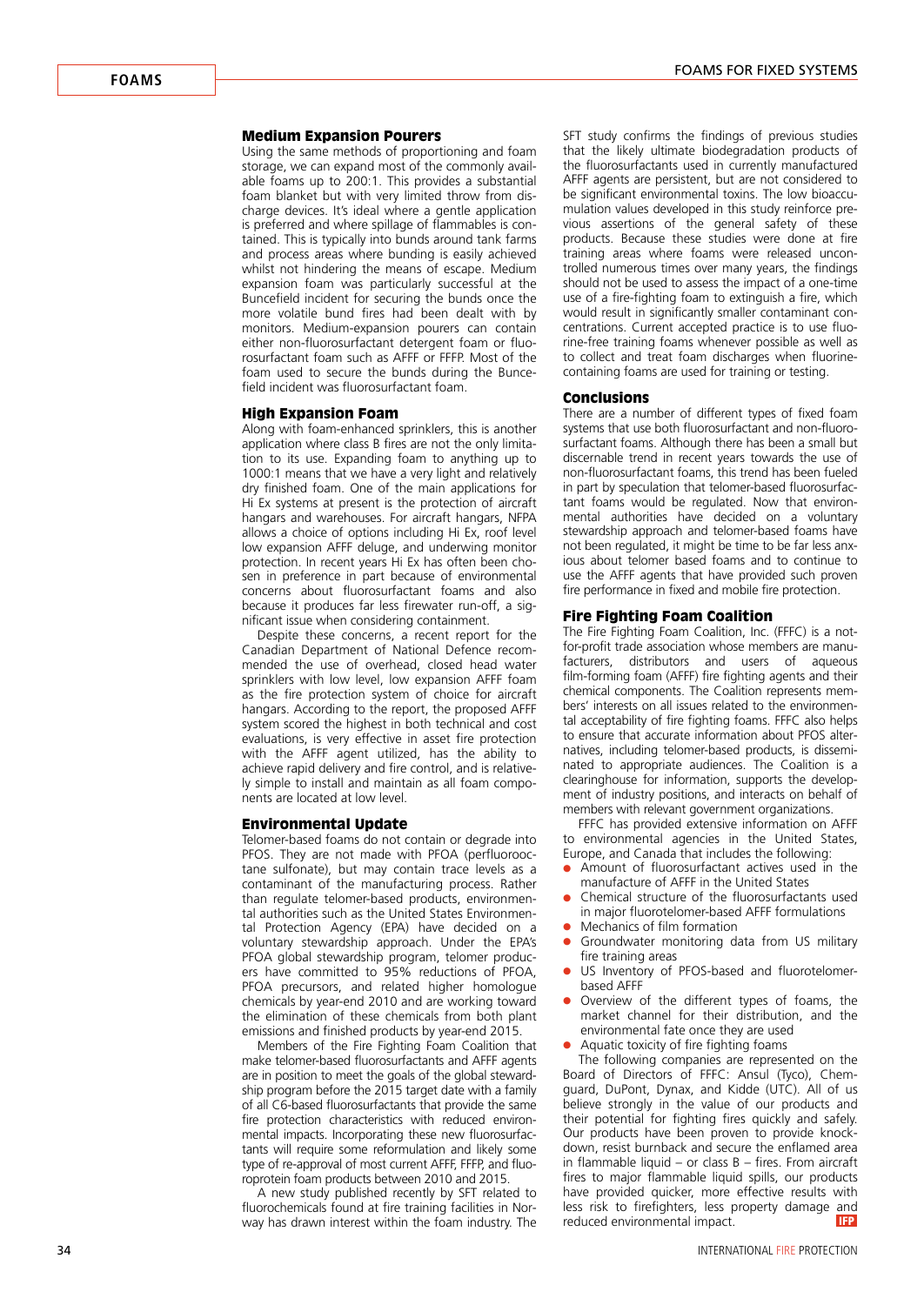## Medium Expansion Pourers

Using the same methods of proportioning and foam storage, we can expand most of the commonly available foams up to 200:1. This provides a substantial foam blanket but with very limited throw from discharge devices. It's ideal where a gentle application is preferred and where spillage of flammables is contained. This is typically into bunds around tank farms and process areas where bunding is easily achieved whilst not hindering the means of escape. Medium expansion foam was particularly successful at the Buncefield incident for securing the bunds once the more volatile bund fires had been dealt with by monitors. Medium-expansion pourers can contain either non-fluorosurfactant detergent foam or fluorosurfactant foam such as AFFF or FFFP. Most of the foam used to secure the bunds during the Buncefield incident was fluorosurfactant foam.

## High Expansion Foam

Along with foam-enhanced sprinklers, this is another application where class B fires are not the only limitation to its use. Expanding foam to anything up to 1000:1 means that we have a very light and relatively dry finished foam. One of the main applications for Hi Ex systems at present is the protection of aircraft hangars and warehouses. For aircraft hangars, NFPA allows a choice of options including Hi Ex, roof level low expansion AFFF deluge, and underwing monitor protection. In recent years Hi Ex has often been chosen in preference in part because of environmental concerns about fluorosurfactant foams and also because it produces far less firewater run-off, a significant issue when considering containment.

Despite these concerns, a recent report for the Canadian Department of National Defence recommended the use of overhead, closed head water sprinklers with low level, low expansion AFFF foam as the fire protection system of choice for aircraft hangars. According to the report, the proposed AFFF system scored the highest in both technical and cost evaluations, is very effective in asset fire protection with the AFFF agent utilized, has the ability to achieve rapid delivery and fire control, and is relatively simple to install and maintain as all foam components are located at low level.

## Environmental Update

Telomer-based foams do not contain or degrade into PFOS. They are not made with PFOA (perfluorooctane sulfonate), but may contain trace levels as a contaminant of the manufacturing process. Rather than regulate telomer-based products, environmental authorities such as the United States Environmental Protection Agency (EPA) have decided on a voluntary stewardship approach. Under the EPA's PFOA global stewardship program, telomer producers have committed to 95% reductions of PFOA, PFOA precursors, and related higher homologue chemicals by year-end 2010 and are working toward the elimination of these chemicals from both plant emissions and finished products by year-end 2015.

Members of the Fire Fighting Foam Coalition that make telomer-based fluorosurfactants and AFFF agents are in position to meet the goals of the global stewardship program before the 2015 target date with a family of all C6-based fluorosurfactants that provide the same fire protection characteristics with reduced environmental impacts. Incorporating these new fluorosurfactants will require some reformulation and likely some type of re-approval of most current AFFF, FFFP, and fluoroprotein foam products between 2010 and 2015.

A new study published recently by SFT related to fluorochemicals found at fire training facilities in Norway has drawn interest within the foam industry. The SFT study confirms the findings of previous studies that the likely ultimate biodegradation products of the fluorosurfactants used in currently manufactured AFFF agents are persistent, but are not considered to be significant environmental toxins. The low bioaccumulation values developed in this study reinforce previous assertions of the general safety of these products. Because these studies were done at fire training areas where foams were released uncontrolled numerous times over many years, the findings should not be used to assess the impact of a one-time use of a fire-fighting foam to extinguish a fire, which would result in significantly smaller contaminant concentrations. Current accepted practice is to use fluorine-free training foams whenever possible as well as to collect and treat foam discharges when fluorine-containing foams are used for training or testing.

## Conclusions

There are a number of different types of fixed foam systems that use both fluorosurfactant and non-fluorosurfactant foams. Although there has been a small but discernable trend in recent years towards the use of non-fluorosurfactant foams, this trend has been fueled in part by speculation that telomer-based fluorosurfactant foams would be regulated. Now that environmental authorities have decided on a voluntary stewardship approach and telomer-based foams have not been regulated, it might be time to be far less anxious about telomer based foams and to continue to use the AFFF agents that have provided such proven fire performance in fixed and mobile fire protection.

## Fire Fighting Foam Coalition

The Fire Fighting Foam Coalition, Inc. (FFFC) is a not-for-profit trade association whose members are manufacturers, distributors and users of aqueous film-forming foam (AFFF) fire fighting agents and their chemical components. The Coalition represents members' interests on all issues related to the environmental acceptability of fire fighting foams. FFFC also helps to ensure that accurate information about PFOS alternatives, including telomer-based products, is disseminated to appropriate audiences. The Coalition is a clearinghouse for information, supports the development of industry positions, and interacts on behalf of members with relevant government organizations.

FFFC has provided extensive information on AFFF to environmental agencies in the United States, Europe, and Canada that includes the following:

- Amount of fluorosurfactant actives used in the manufacture of AFFF in the United States
- Chemical structure of the fluorosurfactants used in major fluorotelomer-based AFFF formulations
- Mechanics of film formation
- Groundwater monitoring data from US military fire training areas
- US Inventory of PFOS-based and fluorotelomer-based AFFF
- Overview of the different types of foams, the market channel for their distribution, and the environmental fate once they are used
- Aquatic toxicity of fire fighting foams

The following companies are represented on the Board of Directors of FFFC: Ansul (Tyco), Chemguard, DuPont, Dynax, and Kidde (UTC). All of us believe strongly in the value of our products and their potential for fighting fires quickly and safely. Our products have been proven to provide knockdown, resist burnback and secure the enflamed area in flammable liquid – or class B – fires. From aircraft fires to major flammable liquid spills, our products have provided quicker, more effective results with less risk to firefighters, less property damage and reduced environmental impact.